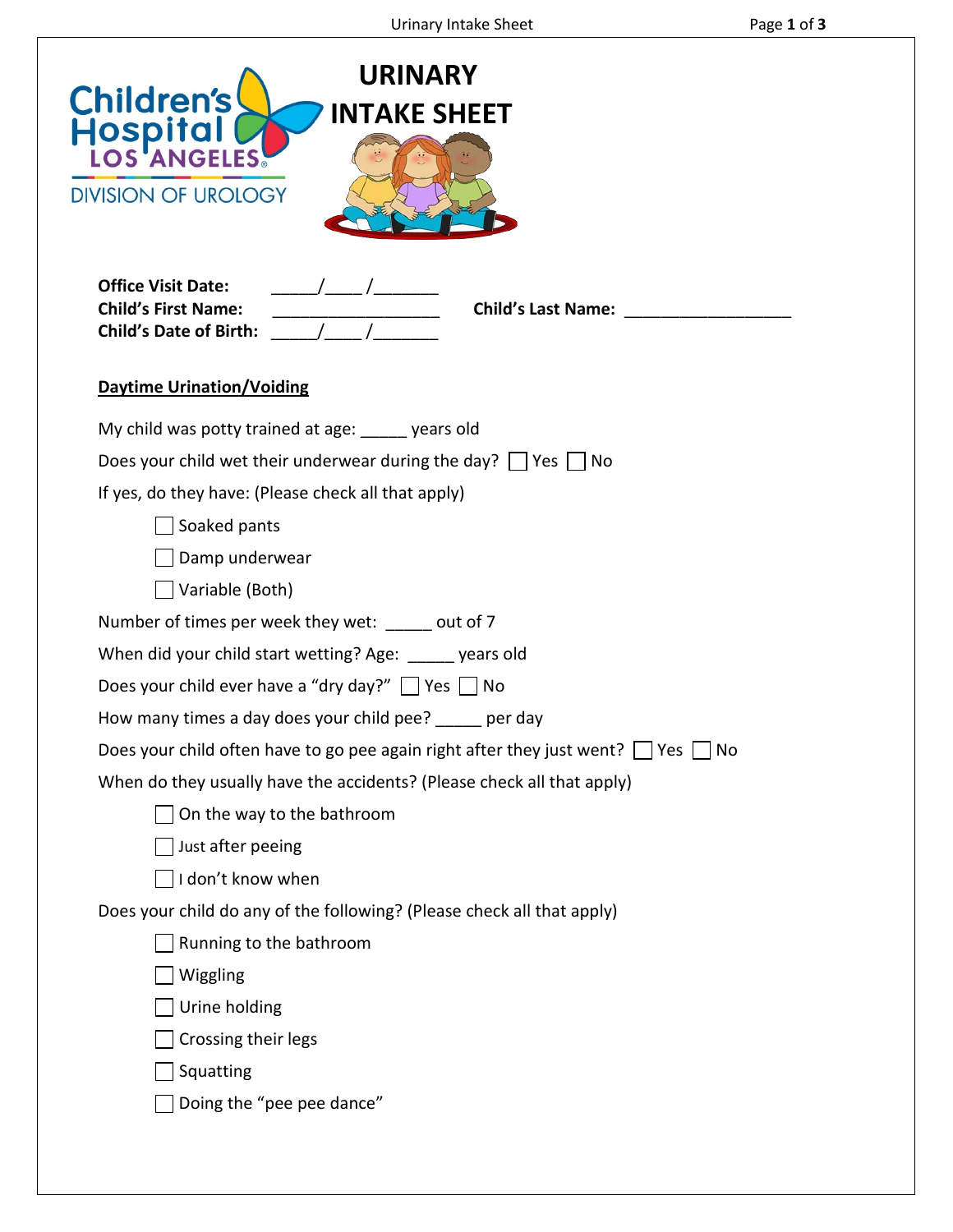Children's Hospital LOS ANGELES
DIVISION OF UROLOGY

# URINARY INTAKE SHEET

**Office Visit Date:** _____/____/_______

**Child's First Name:** __________________ **Child's Last Name:** __________________

**Child's Date of Birth:** _____/____/_______

## Daytime Urination/Voiding

My child was potty trained at age: _____ years old

Does your child wet their underwear during the day? ☐ Yes ☐ No

If yes, do they have: (Please check all that apply)

- ☐ Soaked pants
- ☐ Damp underwear
- ☐ Variable (Both)

Number of times per week they wet: _____ out of 7

When did your child start wetting? Age: _____ years old

Does your child ever have a "dry day?" ☐ Yes ☐ No

How many times a day does your child pee? _____ per day

Does your child often have to go pee again right after they just went? ☐ Yes ☐ No

When do they usually have the accidents? (Please check all that apply)

- ☐ On the way to the bathroom
- ☐ Just after peeing
- ☐ I don't know when

Does your child do any of the following? (Please check all that apply)

- ☐ Running to the bathroom
- ☐ Wiggling
- ☐ Urine holding
- ☐ Crossing their legs
- ☐ Squatting
- ☐ Doing the "pee pee dance"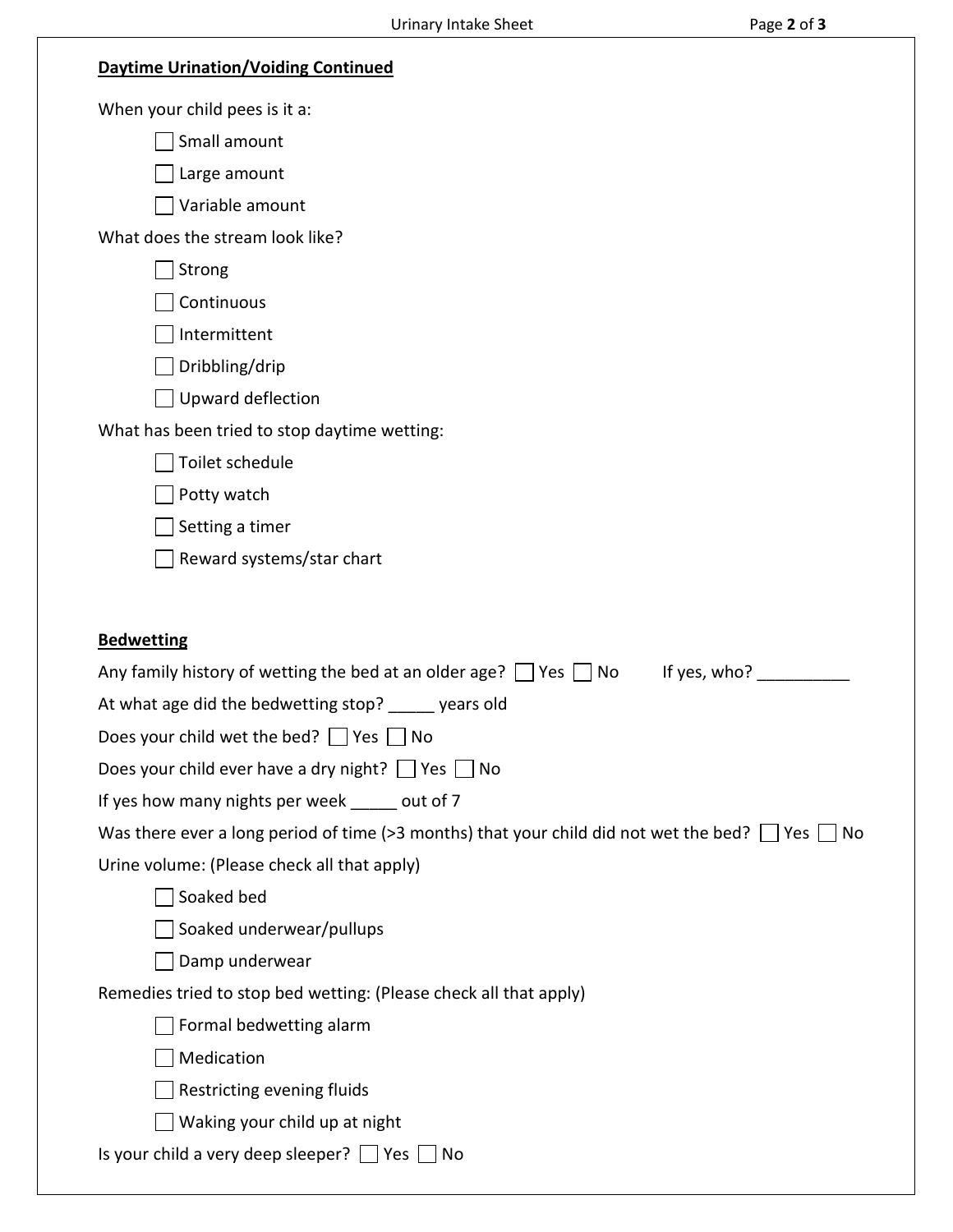**Daytime Urination/Voiding Continued**

When your child pees is it a:

- ☐ Small amount
- ☐ Large amount
- ☐ Variable amount

What does the stream look like?

- ☐ Strong
- ☐ Continuous
- ☐ Intermittent
- ☐ Dribbling/drip
- ☐ Upward deflection

What has been tried to stop daytime wetting:

- ☐ Toilet schedule
- ☐ Potty watch
- ☐ Setting a timer
- ☐ Reward systems/star chart

**Bedwetting**

Any family history of wetting the bed at an older age? ☐ Yes ☐ No If yes, who? __________

At what age did the bedwetting stop? _____ years old

Does your child wet the bed? ☐ Yes ☐ No

Does your child ever have a dry night? ☐ Yes ☐ No

If yes how many nights per week _____ out of 7

Was there ever a long period of time (>3 months) that your child did not wet the bed? ☐ Yes ☐ No

Urine volume: (Please check all that apply)

- ☐ Soaked bed
- ☐ Soaked underwear/pullups
- ☐ Damp underwear

Remedies tried to stop bed wetting: (Please check all that apply)

- ☐ Formal bedwetting alarm
- ☐ Medication
- ☐ Restricting evening fluids
- ☐ Waking your child up at night

Is your child a very deep sleeper? ☐ Yes ☐ No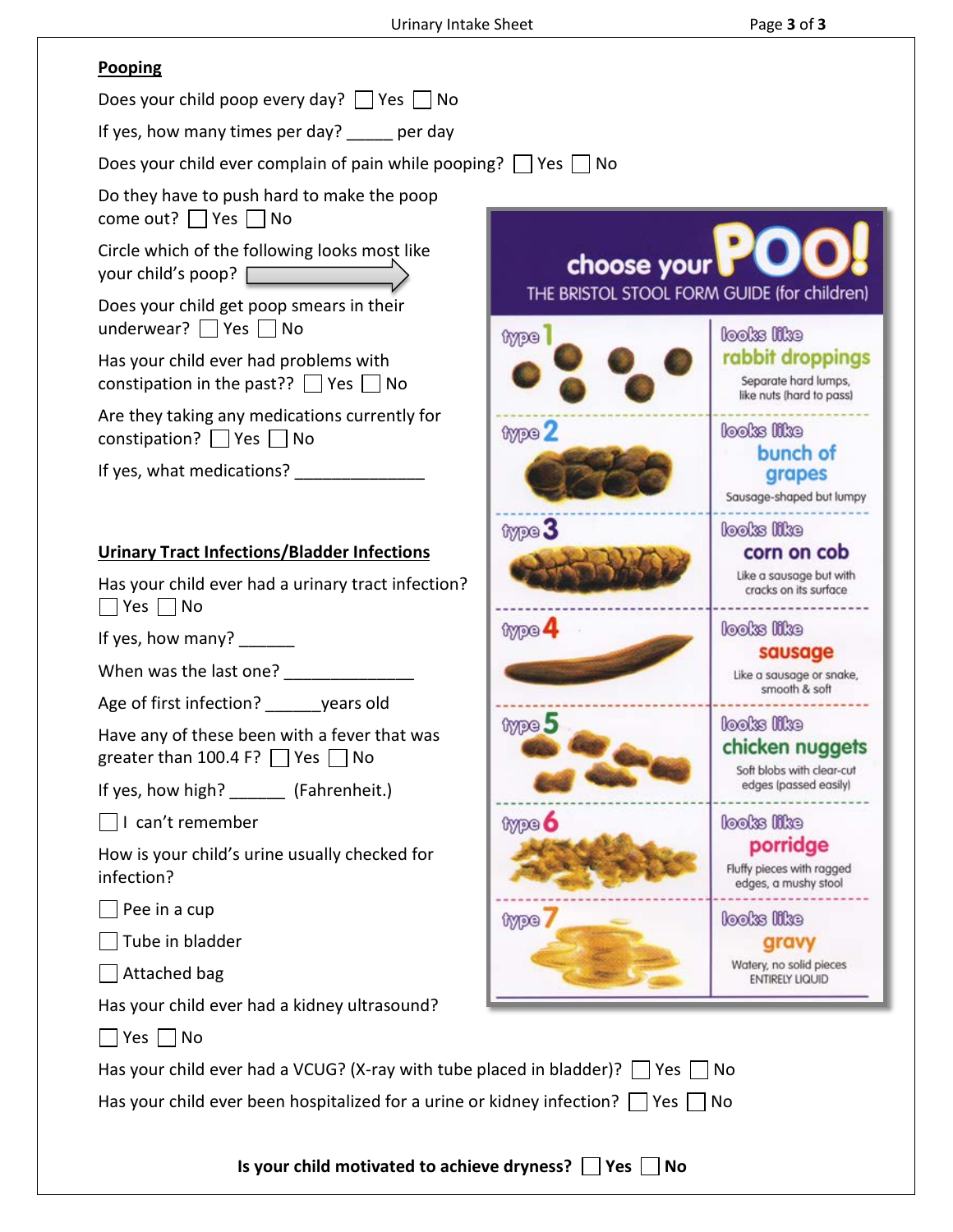## Pooping

Does your child poop every day? ☐ Yes ☐ No

If yes, how many times per day? _____ per day

Does your child ever complain of pain while pooping? ☐ Yes ☐ No

Do they have to push hard to make the poop come out? ☐ Yes ☐ No

Circle which of the following looks most like your child's poop? ⇨

Does your child get poop smears in their underwear? ☐ Yes ☐ No

Has your child ever had problems with constipation in the past?? ☐ Yes ☐ No

Are they taking any medications currently for constipation? ☐ Yes ☐ No

If yes, what medications? ______________

**choose your POO!**

THE BRISTOL STOOL FORM GUIDE (for children)

- **type 1** — looks like **rabbit droppings**: Separate hard lumps, like nuts (hard to pass)
- **type 2** — looks like **bunch of grapes**: Sausage-shaped but lumpy
- **type 3** — looks like **corn on cob**: Like a sausage but with cracks on its surface
- **type 4** — looks like **sausage**: Like a sausage or snake, smooth & soft
- **type 5** — looks like **chicken nuggets**: Soft blobs with clear-cut edges (passed easily)
- **type 6** — looks like **porridge**: Fluffy pieces with ragged edges, a mushy stool
- **type 7** — looks like **gravy**: Watery, no solid pieces ENTIRELY LIQUID

## Urinary Tract Infections/Bladder Infections

Has your child ever had a urinary tract infection? ☐ Yes ☐ No

If yes, how many? ______

When was the last one? ______________

Age of first infection? ______years old

Have any of these been with a fever that was greater than 100.4 F? ☐ Yes ☐ No

If yes, how high? ______ (Fahrenheit.)

☐ I can't remember

How is your child's urine usually checked for infection?

☐ Pee in a cup

☐ Tube in bladder

☐ Attached bag

Has your child ever had a kidney ultrasound?

☐ Yes ☐ No

Has your child ever had a VCUG? (X-ray with tube placed in bladder)? ☐ Yes ☐ No

Has your child ever been hospitalized for a urine or kidney infection? ☐ Yes ☐ No

**Is your child motivated to achieve dryness? ☐ Yes ☐ No**